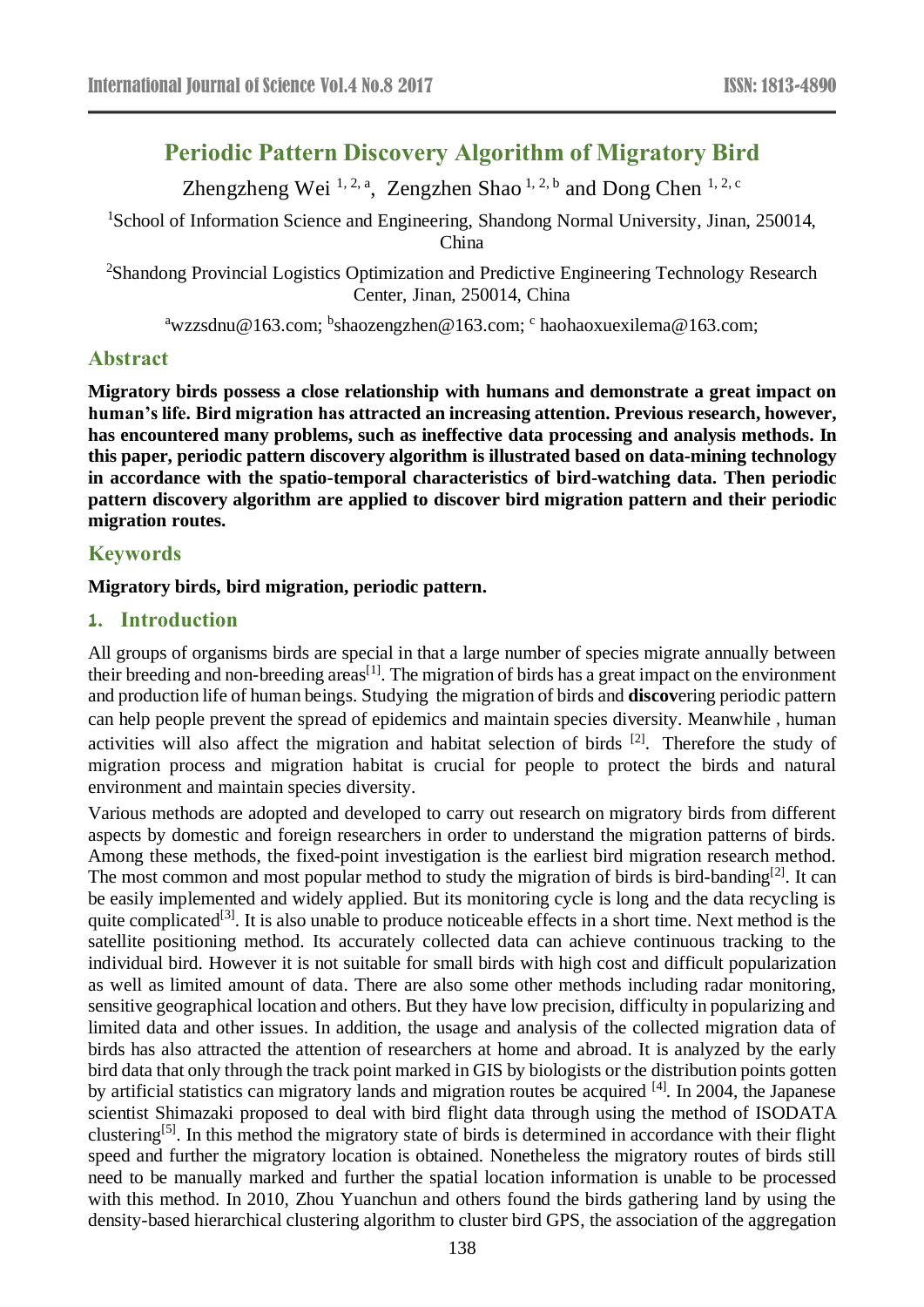# Periodic Pattern Discovery Algorithm of Migratory Bird

Zhengzheng Wei [1, 2, a], Zengzhen Shao [1, 2, b] and Dong Chen [1, 2, c]

[1]School of Information Science and Engineering, Shandong Normal University, Jinan, 250014, China

[2]Shandong Provincial Logistics Optimization and Predictive Engineering Technology Research Center, Jinan, 250014, China

[a]wzzsdnu@163.com; [b]shaozengzhen@163.com; [c] haohaoxuexilema@163.com;

## Abstract

**Migratory birds possess a close relationship with humans and demonstrate a great impact on human's life. Bird migration has attracted an increasing attention. Previous research, however, has encountered many problems, such as ineffective data processing and analysis methods. In this paper, periodic pattern discovery algorithm is illustrated based on data-mining technology in accordance with the spatio-temporal characteristics of bird-watching data. Then periodic pattern discovery algorithm are applied to discover bird migration pattern and their periodic migration routes.**

## Keywords

**Migratory birds, bird migration, periodic pattern.**

## 1. Introduction

All groups of organisms birds are special in that a large number of species migrate annually between their breeding and non-breeding areas[1]. The migration of birds has a great impact on the environment and production life of human beings. Studying the migration of birds and **discov**ering periodic pattern can help people prevent the spread of epidemics and maintain species diversity. Meanwhile , human activities will also affect the migration and habitat selection of birds [2]. Therefore the study of migration process and migration habitat is crucial for people to protect the birds and natural environment and maintain species diversity.

Various methods are adopted and developed to carry out research on migratory birds from different aspects by domestic and foreign researchers in order to understand the migration patterns of birds. Among these methods, the fixed-point investigation is the earliest bird migration research method. The most common and most popular method to study the migration of birds is bird-banding[2]. It can be easily implemented and widely applied. But its monitoring cycle is long and the data recycling is quite complicated[3]. It is also unable to produce noticeable effects in a short time. Next method is the satellite positioning method. Its accurately collected data can achieve continuous tracking to the individual bird. However it is not suitable for small birds with high cost and difficult popularization as well as limited amount of data. There are also some other methods including radar monitoring, sensitive geographical location and others. But they have low precision, difficulty in popularizing and limited data and other issues. In addition, the usage and analysis of the collected migration data of birds has also attracted the attention of researchers at home and abroad. It is analyzed by the early bird data that only through the track point marked in GIS by biologists or the distribution points gotten by artificial statistics can migratory lands and migration routes be acquired [4]. In 2004, the Japanese scientist Shimazaki proposed to deal with bird flight data through using the method of ISODATA clustering[5]. In this method the migratory state of birds is determined in accordance with their flight speed and further the migratory location is obtained. Nonetheless the migratory routes of birds still need to be manually marked and further the spatial location information is unable to be processed with this method. In 2010, Zhou Yuanchun and others found the birds gathering land by using the density-based hierarchical clustering algorithm to cluster bird GPS, the association of the aggregation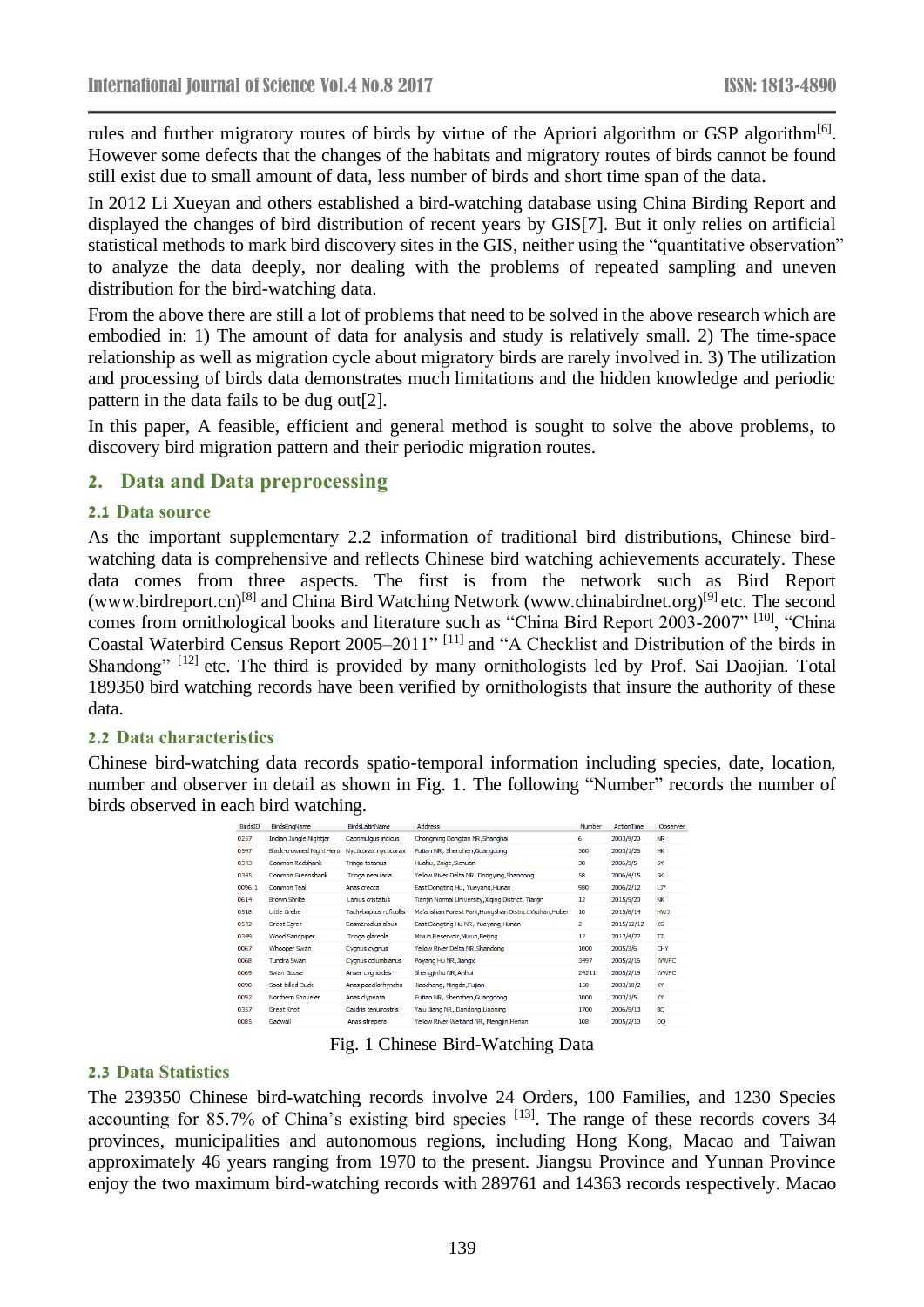rules and further migratory routes of birds by virtue of the Apriori algorithm or GSP algorithm[6]. However some defects that the changes of the habitats and migratory routes of birds cannot be found still exist due to small amount of data, less number of birds and short time span of the data.

In 2012 Li Xueyan and others established a bird-watching database using China Birding Report and displayed the changes of bird distribution of recent years by GIS[7]. But it only relies on artificial statistical methods to mark bird discovery sites in the GIS, neither using the "quantitative observation" to analyze the data deeply, nor dealing with the problems of repeated sampling and uneven distribution for the bird-watching data.

From the above there are still a lot of problems that need to be solved in the above research which are embodied in: 1) The amount of data for analysis and study is relatively small. 2) The time-space relationship as well as migration cycle about migratory birds are rarely involved in. 3) The utilization and processing of birds data demonstrates much limitations and the hidden knowledge and periodic pattern in the data fails to be dug out[2].

In this paper, A feasible, efficient and general method is sought to solve the above problems, to discovery bird migration pattern and their periodic migration routes.

## 2. Data and Data preprocessing

### 2.1 Data source

As the important supplementary 2.2 information of traditional bird distributions, Chinese bird-watching data is comprehensive and reflects Chinese bird watching achievements accurately. These data comes from three aspects. The first is from the network such as Bird Report (www.birdreport.cn)[8] and China Bird Watching Network (www.chinabirdnet.org)[9] etc. The second comes from ornithological books and literature such as "China Bird Report 2003-2007" [10], "China Coastal Waterbird Census Report 2005–2011" [11] and "A Checklist and Distribution of the birds in Shandong" [12] etc. The third is provided by many ornithologists led by Prof. Sai Daojian. Total 189350 bird watching records have been verified by ornithologists that insure the authority of these data.

### 2.2 Data characteristics

Chinese bird-watching data records spatio-temporal information including species, date, location, number and observer in detail as shown in Fig. 1. The following "Number" records the number of birds observed in each bird watching.

| BirdsID | BirdsEngName | BirdsLatinName | Address | Number | ActionTime | Observer |
|---|---|---|---|---|---|---|
| 0257 | Indian Jungle Nightjar | Caprimulgus indicus | Chongming Dongtan NR,Shanghai | 6 | 2003/9/20 | NR |
| 0547 | Black-crowned Night Hero | Nycticorax nycticorax | Futian NR, Shenzhen,Guangdong | 300 | 2003/1/26 | HK |
| 0343 | Common Redshank | Tringa totanus | Huahu, Zoige,Sichuan | 30 | 2006/5/5 | SY |
| 0345 | Common Greenshank | Tringa nebularia | Yellow River Delta NR, Dongying,Shandong | 58 | 2006/4/15 | SK |
| 0096.1 | Common Teal | Anas crecca | East Dongting Hu, Yueyang,Hunan | 980 | 2006/2/12 | LJY |
| 0614 | Brown Shrike | Lanius cristatus | Tianjin Normal University,Xiqing District, Tianjin | 12 | 2015/5/20 | NK |
| 0518 | Little Grebe | Tachybaptus ruficollis | Ma'anshan Forest Park,Hongshan District,Wuhan,Hubei | 10 | 2015/6/14 | HWJ |
| 0542 | Great Egret | Casmerodius albus | East Dongting Hu NR, Yueyang,Hunan | 2 | 2015/12/12 | XS |
| 0349 | Wood Sandpiper | Tringa glareola | Miyun Reservoir,Miyun,Beijing | 12 | 2012/4/22 | TT |
| 0067 | Whooper Swan | Cygnus cygnus | Yellow River Delta NR,Shandong | 1000 | 2005/3/6 | CHY |
| 0068 | Tundra Swan | Cygnus columbianus | Poyang Hu NR,Jiangxi | 3497 | 2005/2/16 | WWFC |
| 0069 | Swan Goose | Anser cygnoides | Shengjinhu NR,Anhui | 24211 | 2005/2/19 | WWFC |
| 0090 | Spot-billed Duck | Anas poecilorhyncha | Jiaocheng, Ningde,Fujian | 150 | 2003/10/2 | XY |
| 0092 | Northern Shoveler | Anas clypeata | Futian NR, Shenzhen,Guangdong | 1000 | 2003/1/5 | YY |
| 0357 | Great Knot | Calidris tenuirostris | Yalu Jiang NR, Dandong,Liaoning | 1700 | 2006/5/13 | BQ |
| 0085 | Gadwall | Anas strepera | Yellow River Wetland NR, Mengjin,Henan | 108 | 2005/2/10 | DQ |

Fig. 1 Chinese Bird-Watching Data

### 2.3 Data Statistics

The 239350 Chinese bird-watching records involve 24 Orders, 100 Families, and 1230 Species accounting for 85.7% of China's existing bird species [13]. The range of these records covers 34 provinces, municipalities and autonomous regions, including Hong Kong, Macao and Taiwan approximately 46 years ranging from 1970 to the present. Jiangsu Province and Yunnan Province enjoy the two maximum bird-watching records with 289761 and 14363 records respectively. Macao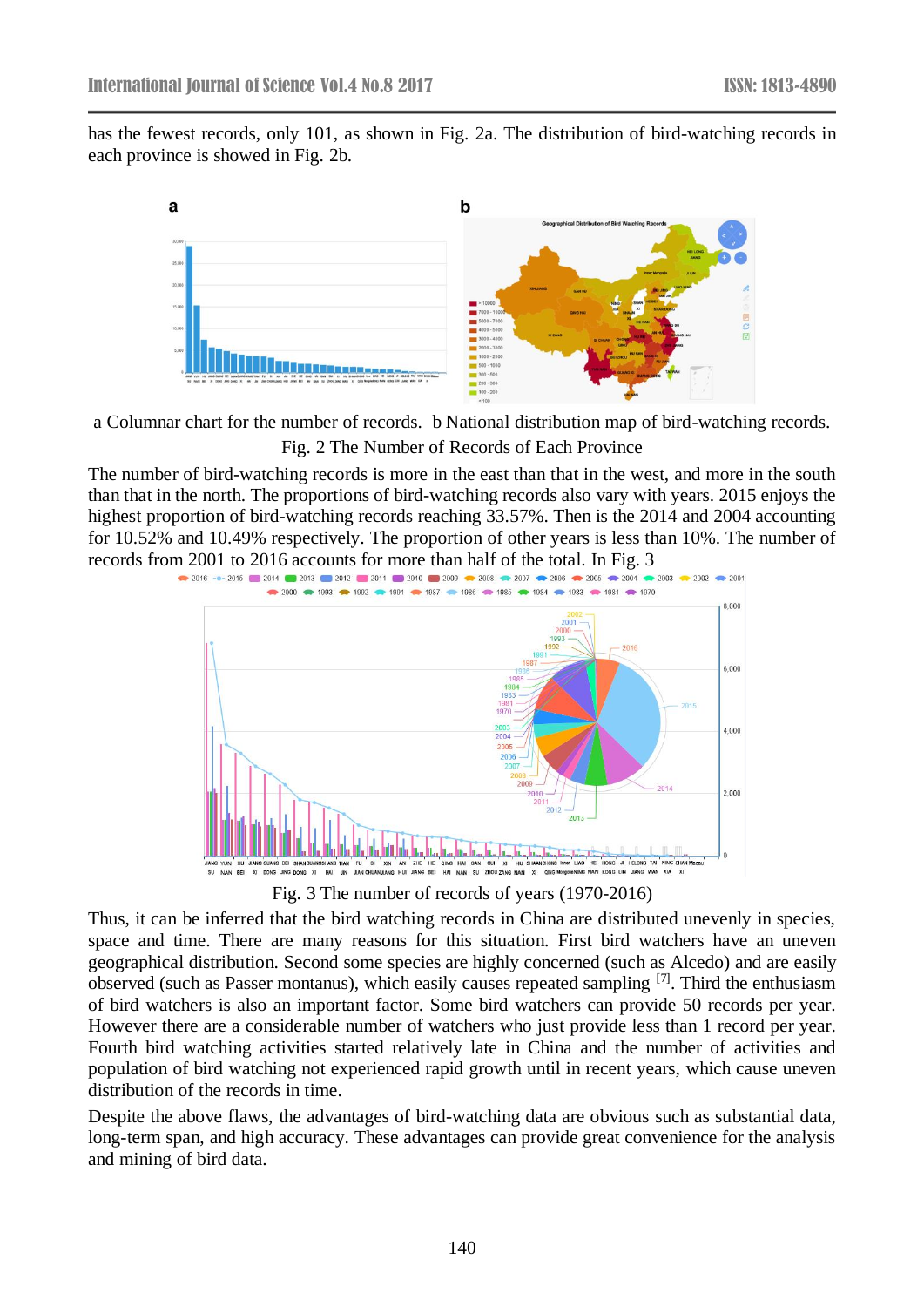has the fewest records, only 101, as shown in Fig. 2a. The distribution of bird-watching records in each province is showed in Fig. 2b.

a Columnar chart for the number of records.  b National distribution map of bird-watching records.

Fig. 2 The Number of Records of Each Province

The number of bird-watching records is more in the east than that in the west, and more in the south than that in the north. The proportions of bird-watching records also vary with years. 2015 enjoys the highest proportion of bird-watching records reaching 33.57%. Then is the 2014 and 2004 accounting for 10.52% and 10.49% respectively. The proportion of other years is less than 10%. The number of records from 2001 to 2016 accounts for more than half of the total. In Fig. 3

Fig. 3 The number of records of years (1970-2016)

Thus, it can be inferred that the bird watching records in China are distributed unevenly in species, space and time. There are many reasons for this situation. First bird watchers have an uneven geographical distribution. Second some species are highly concerned (such as Alcedo) and are easily observed (such as Passer montanus), which easily causes repeated sampling [7]. Third the enthusiasm of bird watchers is also an important factor. Some bird watchers can provide 50 records per year. However there are a considerable number of watchers who just provide less than 1 record per year. Fourth bird watching activities started relatively late in China and the number of activities and population of bird watching not experienced rapid growth until in recent years, which cause uneven distribution of the records in time.

Despite the above flaws, the advantages of bird-watching data are obvious such as substantial data, long-term span, and high accuracy. These advantages can provide great convenience for the analysis and mining of bird data.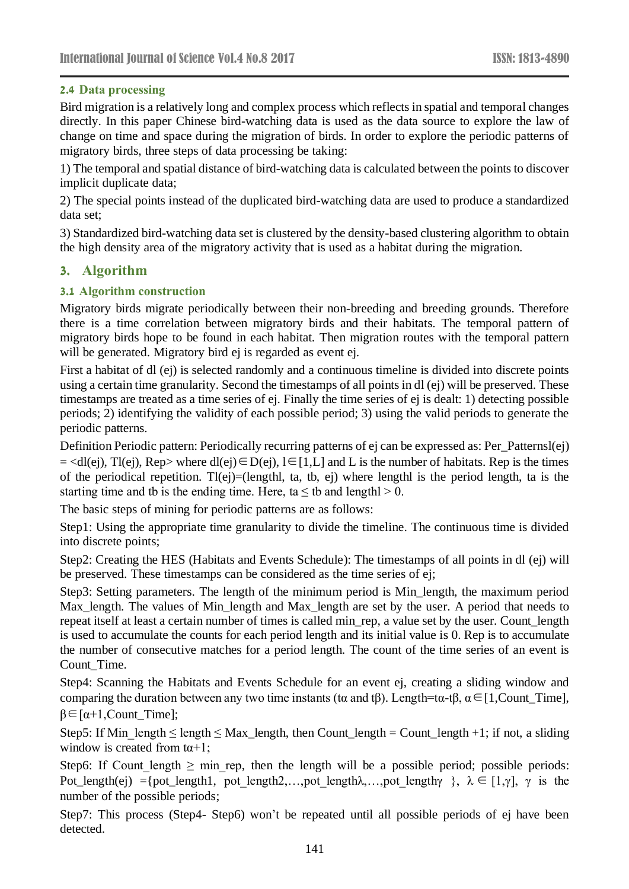### 2.4 Data processing

Bird migration is a relatively long and complex process which reflects in spatial and temporal changes directly. In this paper Chinese bird-watching data is used as the data source to explore the law of change on time and space during the migration of birds. In order to explore the periodic patterns of migratory birds, three steps of data processing be taking:

1) The temporal and spatial distance of bird-watching data is calculated between the points to discover implicit duplicate data;

2) The special points instead of the duplicated bird-watching data are used to produce a standardized data set;

3) Standardized bird-watching data set is clustered by the density-based clustering algorithm to obtain the high density area of the migratory activity that is used as a habitat during the migration.

## 3. Algorithm

### 3.1 Algorithm construction

Migratory birds migrate periodically between their non-breeding and breeding grounds. Therefore there is a time correlation between migratory birds and their habitats. The temporal pattern of migratory birds hope to be found in each habitat. Then migration routes with the temporal pattern will be generated. Migratory bird ej is regarded as event ej.

First a habitat of dl (ej) is selected randomly and a continuous timeline is divided into discrete points using a certain time granularity. Second the timestamps of all points in dl (ej) will be preserved. These timestamps are treated as a time series of ej. Finally the time series of ej is dealt: 1) detecting possible periods; 2) identifying the validity of each possible period; 3) using the valid periods to generate the periodic patterns.

Definition Periodic pattern: Periodically recurring patterns of ej can be expressed as: Per_Patternsl(ej) = <dl(ej), Tl(ej), Rep> where $dl(ej) \in D(ej)$, $l \in [1,L]$ and L is the number of habitats. Rep is the times of the periodical repetition. Tl(ej)=(lengthl, ta, tb, ej) where lengthl is the period length, ta is the starting time and tb is the ending time. Here, $ta \leq tb$ and $lengthl > 0$.

The basic steps of mining for periodic patterns are as follows:

Step1: Using the appropriate time granularity to divide the timeline. The continuous time is divided into discrete points;

Step2: Creating the HES (Habitats and Events Schedule): The timestamps of all points in dl (ej) will be preserved. These timestamps can be considered as the time series of ej;

Step3: Setting parameters. The length of the minimum period is Min_length, the maximum period Max_length. The values of Min_length and Max_length are set by the user. A period that needs to repeat itself at least a certain number of times is called min_rep, a value set by the user. Count_length is used to accumulate the counts for each period length and its initial value is 0. Rep is to accumulate the number of consecutive matches for a period length. The count of the time series of an event is Count_Time.

Step4: Scanning the Habitats and Events Schedule for an event ej, creating a sliding window and comparing the duration between any two time instants ($t\alpha$ and $t\beta$). Length=$t\alpha$-$t\beta$, $\alpha \in [1, Count\_Time]$, $\beta \in [\alpha+1, Count\_Time]$;

Step5: If Min_length $\leq$ length $\leq$ Max_length, then Count_length = Count_length +1; if not, a sliding window is created from $t\alpha+1$;

Step6: If Count_length $\geq$ min_rep, then the length will be a possible period; possible periods: Pot_length(ej) ={pot_length1, pot_length2,…,pot_length$\lambda$,…,pot_length$\gamma$ }, $\lambda \in [1,\gamma]$, $\gamma$ is the number of the possible periods;

Step7: This process (Step4- Step6) won't be repeated until all possible periods of ej have been detected.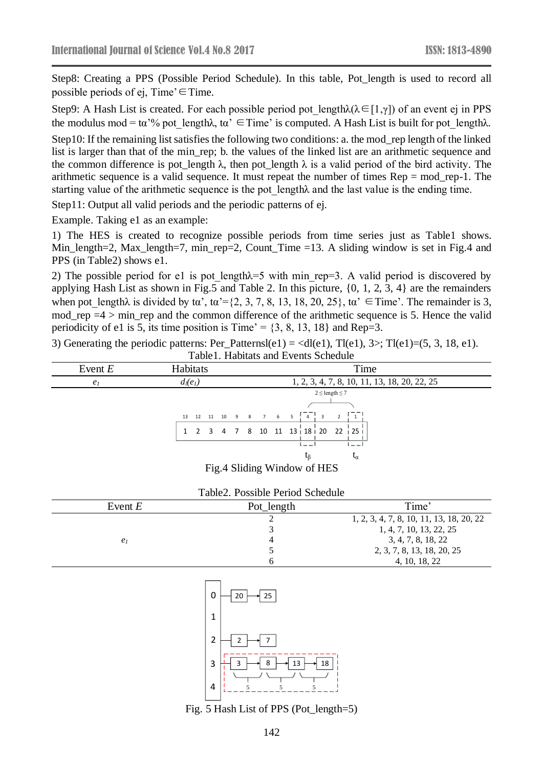Step8: Creating a PPS (Possible Period Schedule). In this table, Pot_length is used to record all possible periods of ej, Time'∈Time.

Step9: A Hash List is created. For each possible period pot_lengthλ(λ∈[1,γ]) of an event ej in PPS the modulus mod = tα'% pot_lengthλ, tα' ∈Time' is computed. A Hash List is built for pot_lengthλ.

Step10: If the remaining list satisfies the following two conditions: a. the mod_rep length of the linked list is larger than that of the min_rep; b. the values of the linked list are an arithmetic sequence and the common difference is pot_length λ, then pot_length λ is a valid period of the bird activity. The arithmetic sequence is a valid sequence. It must repeat the number of times Rep = mod_rep-1. The starting value of the arithmetic sequence is the pot_lengthλ and the last value is the ending time.

Step11: Output all valid periods and the periodic patterns of ej.

Example. Taking e1 as an example:

1) The HES is created to recognize possible periods from time series just as Table1 shows. Min_length=2, Max_length=7, min_rep=2, Count_Time =13. A sliding window is set in Fig.4 and PPS (in Table2) shows e1.

2) The possible period for e1 is pot_lengthλ=5 with min_rep=3. A valid period is discovered by applying Hash List as shown in Fig.5 and Table 2. In this picture, {0, 1, 2, 3, 4} are the remainders when pot_lengthλ is divided by tα', tα'={2, 3, 7, 8, 13, 18, 20, 25}, tα' ∈Time'. The remainder is 3, mod_rep =4 > min_rep and the common difference of the arithmetic sequence is 5. Hence the valid periodicity of e1 is 5, its time position is Time' = {3, 8, 13, 18} and Rep=3.

3) Generating the periodic patterns: Per_패ternsl(e1) = <dl(e1), Tl(e1), 3>; Tl(e1)=(5, 3, 18, e1).

Table1. Habitats and Events Schedule

| Event *E* | Habitats | Time |
|---|---|---|
| $e_1$ | $d_l(e_1)$ | 1, 2, 3, 4, 7, 8, 10, 11, 13, 18, 20, 22, 25 |

| 13 | 12 | 11 | 10 | 9 | 8 | 7 | 6 | 5 | 4 | 3 | 2 | 1 |
|---|---|---|---|---|---|---|---|---|---|---|---|---|
| 1 | 2 | 3 | 4 | 7 | 8 | 10 | 11 | 13 | 18 | 20 | 22 | 25 |

$2 \le$ length $\le 7$; $t_\beta$ (at 18), $t_\alpha$ (at 25)

Fig.4 Sliding Window of HES

Table2. Possible Period Schedule

| Event *E* | Pot_length | Time' |
|---|---|---|
| | 2 | 1, 2, 3, 4, 7, 8, 10, 11, 13, 18, 20, 22 |
| | 3 | 1, 4, 7, 10, 13, 22, 25 |
| $e_1$ | 4 | 3, 4, 7, 8, 18, 22 |
| | 5 | 2, 3, 7, 8, 13, 18, 20, 25 |
| | 6 | 4, 10, 18, 22 |

| Remainder | Linked list |
|---|---|
| 0 | 20 → 25 |
| 1 | |
| 2 | 2 → 7 |
| 3 | 3 → 8 → 13 → 18 (differences: 5, 5, 5) |
| 4 | |

Fig. 5 Hash List of PPS (Pot_length=5)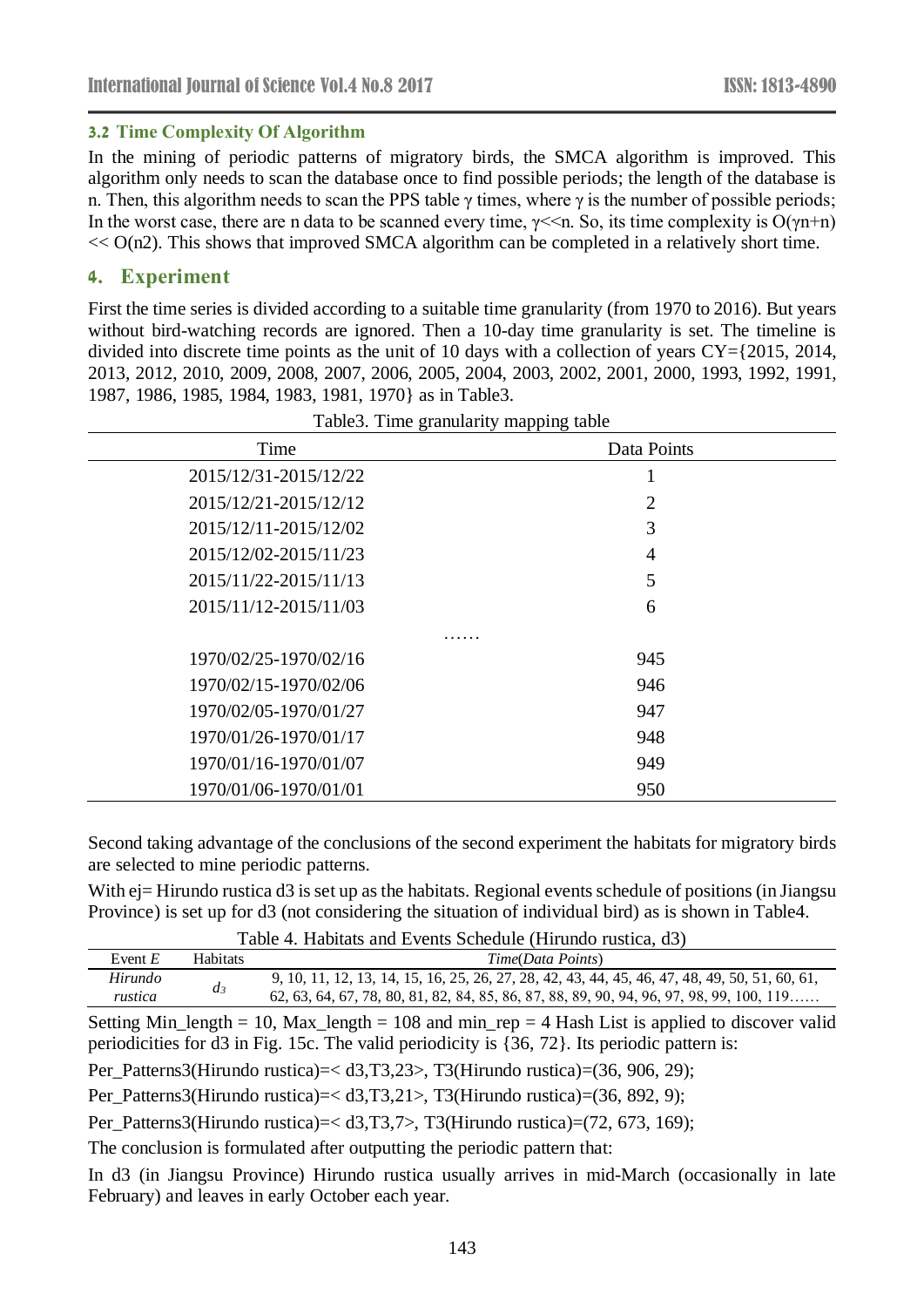### 3.2 Time Complexity Of Algorithm

In the mining of periodic patterns of migratory birds, the SMCA algorithm is improved. This algorithm only needs to scan the database once to find possible periods; the length of the database is n. Then, this algorithm needs to scan the PPS table $\gamma$ times, where $\gamma$ is the number of possible periods; In the worst case, there are n data to be scanned every time, $\gamma$<<n. So, its time complexity is $O(\gamma n+n)$ << $O(n2)$. This shows that improved SMCA algorithm can be completed in a relatively short time.

## 4. Experiment

First the time series is divided according to a suitable time granularity (from 1970 to 2016). But years without bird-watching records are ignored. Then a 10-day time granularity is set. The timeline is divided into discrete time points as the unit of 10 days with a collection of years CY={2015, 2014, 2013, 2012, 2010, 2009, 2008, 2007, 2006, 2005, 2004, 2003, 2002, 2001, 2000, 1993, 1992, 1991, 1987, 1986, 1985, 1984, 1983, 1981, 1970} as in Table3.

Table3. Time granularity mapping table

| Time | Data Points |
|---|---|
| 2015/12/31-2015/12/22 | 1 |
| 2015/12/21-2015/12/12 | 2 |
| 2015/12/11-2015/12/02 | 3 |
| 2015/12/02-2015/11/23 | 4 |
| 2015/11/22-2015/11/13 | 5 |
| 2015/11/12-2015/11/03 | 6 |
| …… | |
| 1970/02/25-1970/02/16 | 945 |
| 1970/02/15-1970/02/06 | 946 |
| 1970/02/05-1970/01/27 | 947 |
| 1970/01/26-1970/01/17 | 948 |
| 1970/01/16-1970/01/07 | 949 |
| 1970/01/06-1970/01/01 | 950 |

Second taking advantage of the conclusions of the second experiment the habitats for migratory birds are selected to mine periodic patterns.

With ej= Hirundo rustica d3 is set up as the habitats. Regional events schedule of positions (in Jiangsu Province) is set up for d3 (not considering the situation of individual bird) as is shown in Table4.

Table 4. Habitats and Events Schedule (Hirundo rustica, d3)

| Event *E* | Habitats | *Time*(*Data Points*) |
|---|---|---|
| *Hirundo rustica* | $d_3$ | 9, 10, 11, 12, 13, 14, 15, 16, 25, 26, 27, 28, 42, 43, 44, 45, 46, 47, 48, 49, 50, 51, 60, 61, 62, 63, 64, 67, 78, 80, 81, 82, 84, 85, 86, 87, 88, 89, 90, 94, 96, 97, 98, 99, 100, 119…… |

Setting Min_length = 10, Max_length = 108 and min_rep = 4 Hash List is applied to discover valid periodicities for d3 in Fig. 15c. The valid periodicity is {36, 72}. Its periodic pattern is:

Per_Patterns3(Hirundo rustica)=< d3,T3,23>, T3(Hirundo rustica)=(36, 906, 29);

Per_Patterns3(Hirundo rustica)=< d3,T3,21>, T3(Hirundo rustica)=(36, 892, 9);

Per_Patterns3(Hirundo rustica)=< d3,T3,7>, T3(Hirundo rustica)=(72, 673, 169);

The conclusion is formulated after outputting the periodic pattern that:

In d3 (in Jiangsu Province) Hirundo rustica usually arrives in mid-March (occasionally in late February) and leaves in early October each year.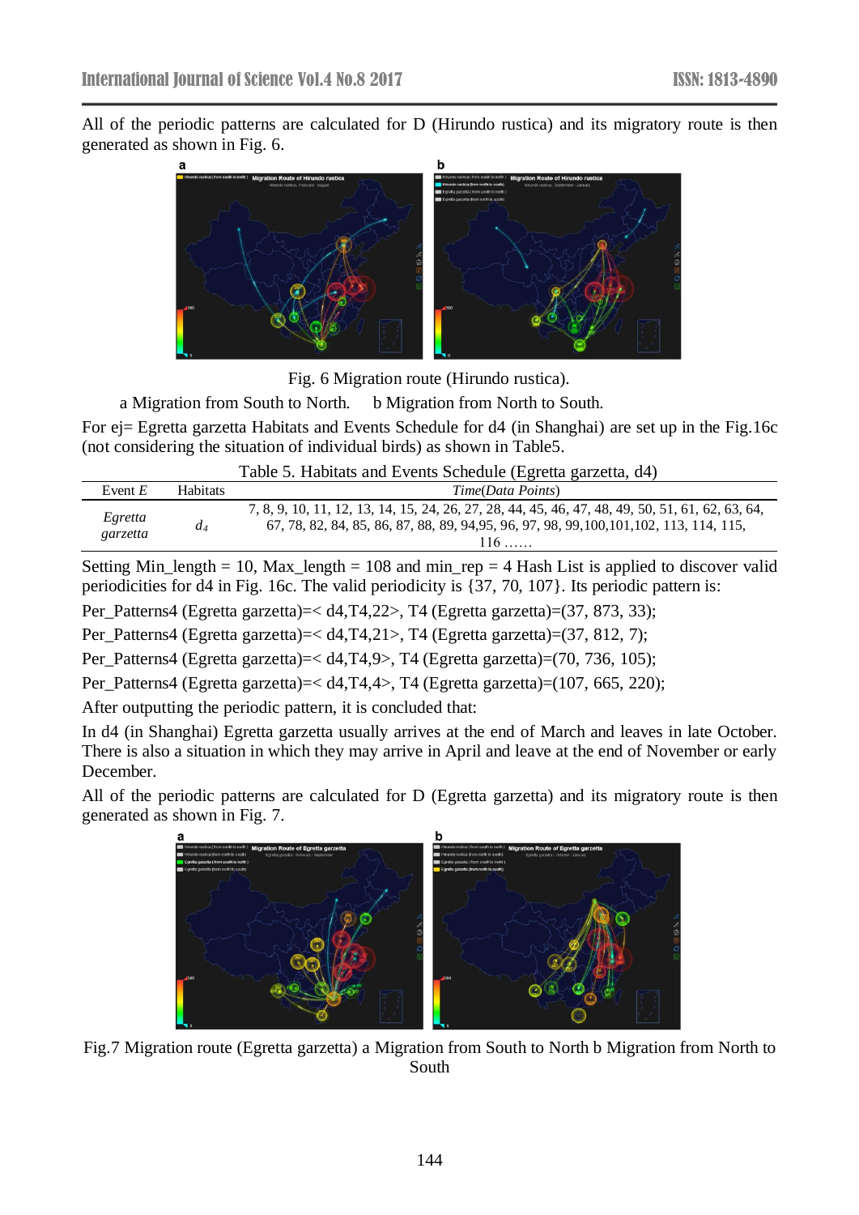All of the periodic patterns are calculated for D (Hirundo rustica) and its migratory route is then generated as shown in Fig. 6.

Fig. 6 Migration route (Hirundo rustica).

a Migration from South to North. b Migration from North to South.

For ej= Egretta garzetta Habitats and Events Schedule for d4 (in Shanghai) are set up in the Fig.16c (not considering the situation of individual birds) as shown in Table5.

Table 5. Habitats and Events Schedule (Egretta garzetta, d4)

| Event *E* | Habitats | *Time*(*Data Points*) |
|---|---|---|
| *Egretta garzetta* | $d_4$ | 7, 8, 9, 10, 11, 12, 13, 14, 15, 24, 26, 27, 28, 44, 45, 46, 47, 48, 49, 50, 51, 61, 62, 63, 64, 67, 78, 82, 84, 85, 86, 87, 88, 89, 94,95, 96, 97, 98, 99,100,101,102, 113, 114, 115, 116 …… |

Setting Min_length = 10, Max_length = 108 and min_rep = 4 Hash List is applied to discover valid periodicities for d4 in Fig. 16c. The valid periodicity is {37, 70, 107}. Its periodic pattern is:

Per_Patterns4 (Egretta garzetta)=< d4,T4,22>, T4 (Egretta garzetta)=(37, 873, 33);

Per_Patterns4 (Egretta garzetta)=< d4,T4,21>, T4 (Egretta garzetta)=(37, 812, 7);

Per_Patterns4 (Egretta garzetta)=< d4,T4,9>, T4 (Egretta garzetta)=(70, 736, 105);

Per_Patterns4 (Egretta garzetta)=< d4,T4,4>, T4 (Egretta garzetta)=(107, 665, 220);

After outputting the periodic pattern, it is concluded that:

In d4 (in Shanghai) Egretta garzetta usually arrives at the end of March and leaves in late October. There is also a situation in which they may arrive in April and leave at the end of November or early December.

All of the periodic patterns are calculated for D (Egretta garzetta) and its migratory route is then generated as shown in Fig. 7.

Fig.7 Migration route (Egretta garzetta) a Migration from South to North b Migration from North to South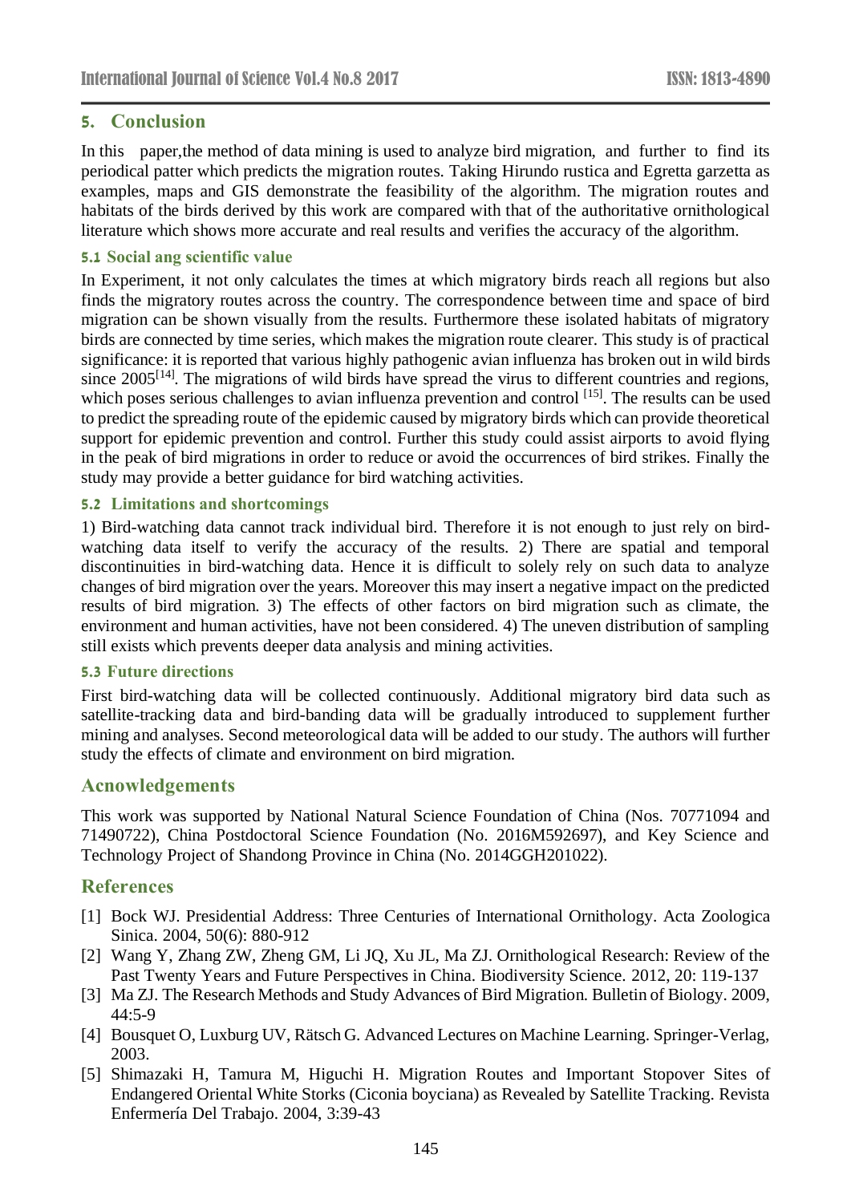## 5. Conclusion

In this paper,the method of data mining is used to analyze bird migration, and further to find its periodical patter which predicts the migration routes. Taking Hirundo rustica and Egretta garzetta as examples, maps and GIS demonstrate the feasibility of the algorithm. The migration routes and habitats of the birds derived by this work are compared with that of the authoritative ornithological literature which shows more accurate and real results and verifies the accuracy of the algorithm.

### 5.1 Social ang scientific value

In Experiment, it not only calculates the times at which migratory birds reach all regions but also finds the migratory routes across the country. The correspondence between time and space of bird migration can be shown visually from the results. Furthermore these isolated habitats of migratory birds are connected by time series, which makes the migration route clearer. This study is of practical significance: it is reported that various highly pathogenic avian influenza has broken out in wild birds since 2005[14]. The migrations of wild birds have spread the virus to different countries and regions, which poses serious challenges to avian influenza prevention and control [15]. The results can be used to predict the spreading route of the epidemic caused by migratory birds which can provide theoretical support for epidemic prevention and control. Further this study could assist airports to avoid flying in the peak of bird migrations in order to reduce or avoid the occurrences of bird strikes. Finally the study may provide a better guidance for bird watching activities.

### 5.2 Limitations and shortcomings

1) Bird-watching data cannot track individual bird. Therefore it is not enough to just rely on bird-watching data itself to verify the accuracy of the results. 2) There are spatial and temporal discontinuities in bird-watching data. Hence it is difficult to solely rely on such data to analyze changes of bird migration over the years. Moreover this may insert a negative impact on the predicted results of bird migration. 3) The effects of other factors on bird migration such as climate, the environment and human activities, have not been considered. 4) The uneven distribution of sampling still exists which prevents deeper data analysis and mining activities.

### 5.3 Future directions

First bird-watching data will be collected continuously. Additional migratory bird data such as satellite-tracking data and bird-banding data will be gradually introduced to supplement further mining and analyses. Second meteorological data will be added to our study. The authors will further study the effects of climate and environment on bird migration.

## Acnowledgements

This work was supported by National Natural Science Foundation of China (Nos. 70771094 and 71490722), China Postdoctoral Science Foundation (No. 2016M592697), and Key Science and Technology Project of Shandong Province in China (No. 2014GGH201022).

## References

[1] Bock WJ. Presidential Address: Three Centuries of International Ornithology. Acta Zoologica Sinica. 2004, 50(6): 880-912

[2] Wang Y, Zhang ZW, Zheng GM, Li JQ, Xu JL, Ma ZJ. Ornithological Research: Review of the Past Twenty Years and Future Perspectives in China. Biodiversity Science. 2012, 20: 119-137

[3] Ma ZJ. The Research Methods and Study Advances of Bird Migration. Bulletin of Biology. 2009, 44:5-9

[4] Bousquet O, Luxburg UV, Rätsch G. Advanced Lectures on Machine Learning. Springer-Verlag, 2003.

[5] Shimazaki H, Tamura M, Higuchi H. Migration Routes and Important Stopover Sites of Endangered Oriental White Storks (Ciconia boyciana) as Revealed by Satellite Tracking. Revista Enfermería Del Trabajo. 2004, 3:39-43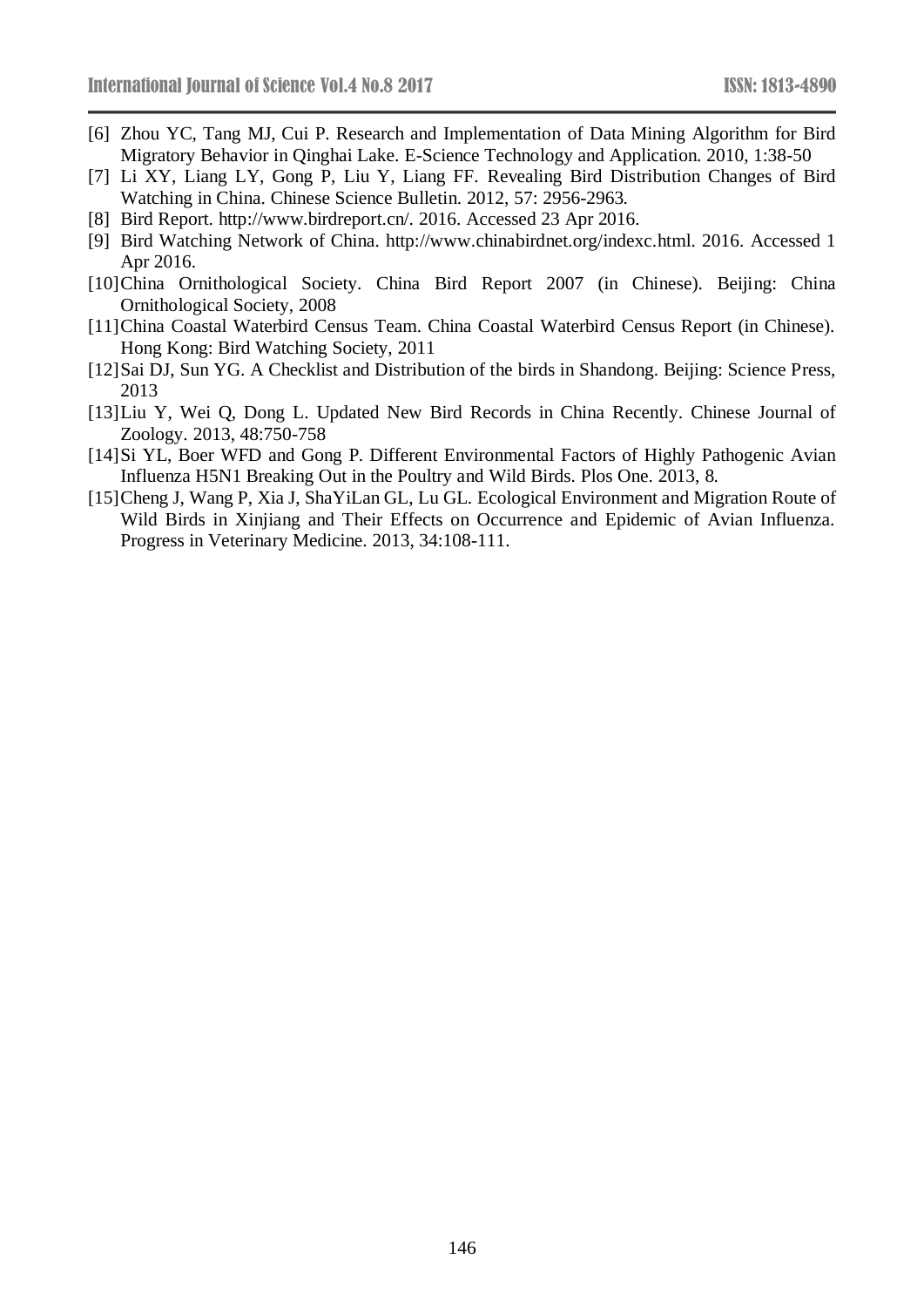[6] Zhou YC, Tang MJ, Cui P. Research and Implementation of Data Mining Algorithm for Bird Migratory Behavior in Qinghai Lake. E-Science Technology and Application. 2010, 1:38-50

[7] Li XY, Liang LY, Gong P, Liu Y, Liang FF. Revealing Bird Distribution Changes of Bird Watching in China. Chinese Science Bulletin. 2012, 57: 2956-2963.

[8] Bird Report. http://www.birdreport.cn/. 2016. Accessed 23 Apr 2016.

[9] Bird Watching Network of China. http://www.chinabirdnet.org/indexc.html. 2016. Accessed 1 Apr 2016.

[10] China Ornithological Society. China Bird Report 2007 (in Chinese). Beijing: China Ornithological Society, 2008

[11] China Coastal Waterbird Census Team. China Coastal Waterbird Census Report (in Chinese). Hong Kong: Bird Watching Society, 2011

[12] Sai DJ, Sun YG. A Checklist and Distribution of the birds in Shandong. Beijing: Science Press, 2013

[13] Liu Y, Wei Q, Dong L. Updated New Bird Records in China Recently. Chinese Journal of Zoology. 2013, 48:750-758

[14] Si YL, Boer WFD and Gong P. Different Environmental Factors of Highly Pathogenic Avian Influenza H5N1 Breaking Out in the Poultry and Wild Birds. Plos One. 2013, 8.

[15] Cheng J, Wang P, Xia J, ShaYiLan GL, Lu GL. Ecological Environment and Migration Route of Wild Birds in Xinjiang and Their Effects on Occurrence and Epidemic of Avian Influenza. Progress in Veterinary Medicine. 2013, 34:108-111.